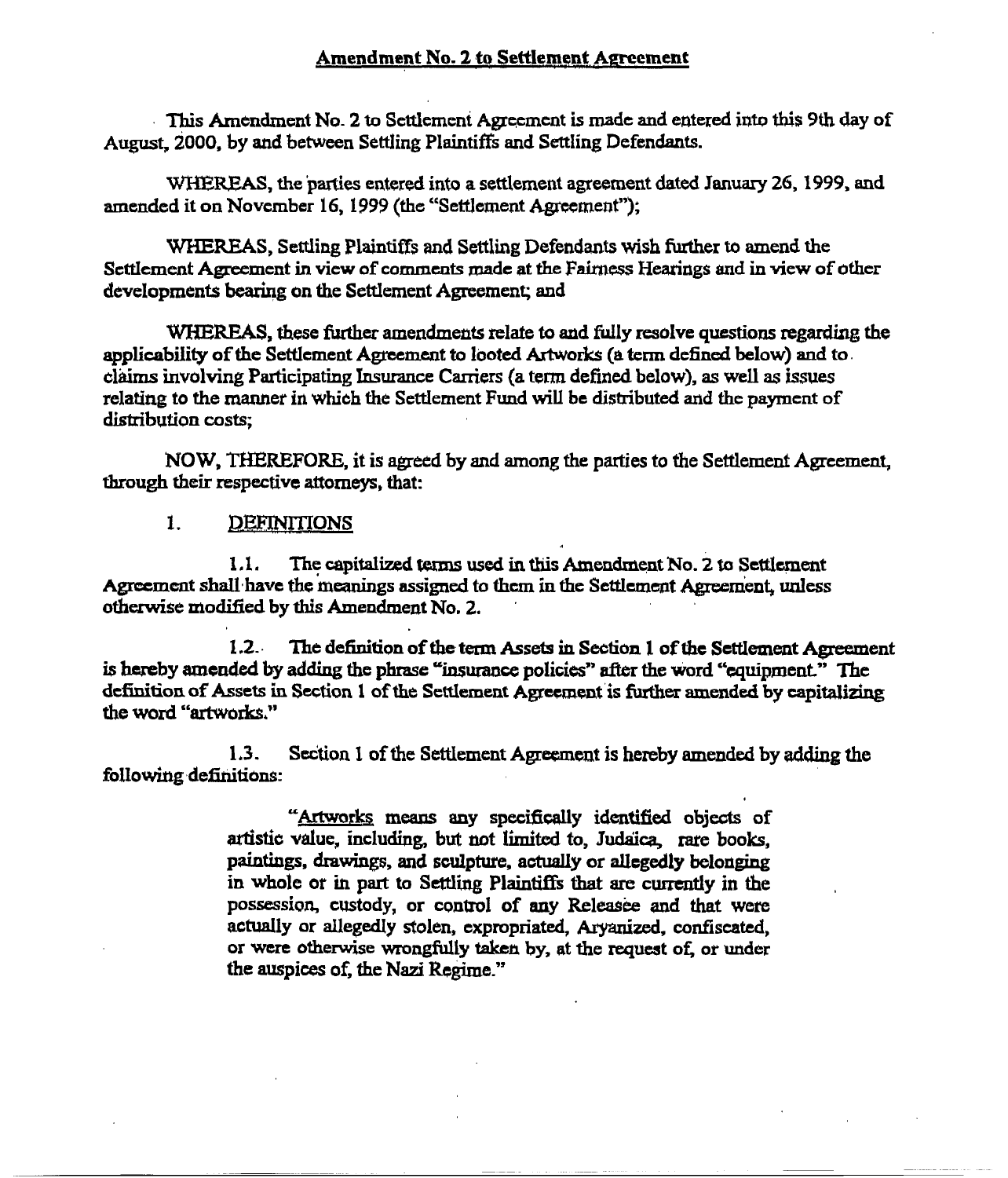## Amendment No. 2 to Settlement Agreement

This Amendment No. 2 to Settlement Agreement is made and entered into this 9th day of August, 2000, by and between Settling Plaintiffs and Settling Defendants.

WHEREAS, the parties entered into a settlement agreement dated January 26, 1999, and amended it on November 16, 1999 (the "Settlement Agreement");

WHEREAS, Settling Plaintiffs and Settling Defendants wish further to amend the Settlement Agreement in view of comments made at the Fairness Hearings and in view of other developments bearing on the Settlement Agreement; and

WHEREAS, these further amendments relate to and fully resolve questions regarding the applicability of the Settlement Agreement to looted Artworks (a term defined below) and to claims involving Participating Insurance Carriers (a term defined below), as well as issues relating to the manner in which the Settlement Fund will be distributed and the payment of distribution costs;

NOW, THEREFORE, it is agreed by and among the parties to the Settlement Agreement, through their respective attorneys, that:

1. DEFINITIONS

1.1. The capitalized terms used in this Amendment No. 2 to Settlement Agreement shall have the meanings assigned to them in the Settlement Agreement, unless otherwise modified by this Amendment No. 2.

1.2. The definition of the term Assets in Section 1 of the Settlement Agreement is hereby amended by adding the phrase "insurance policies" after the word "equipment." The definition of Assets in Section 1 of the Settlement Agreement is further amended by capitalizing the word "artworks."

1.3. Section 1 of the Settlement Agreement is hereby amended by adding the following definitions:

> "Artworks means any specifically identified objects of artistic value, including, but not limited to, Judaica, rare books, paintings, drawings, and sculpture, actually or allegedly belonging in whole or in part to Settling Plaintiffs that are currently in the possession, custody, or control of any Releasee and that were actually or allegedly stolen, expropriated, Aryanized, confiscated, or were otherwise wrongfully taken by, at the request of, or under the auspices of, the Nazi Regime."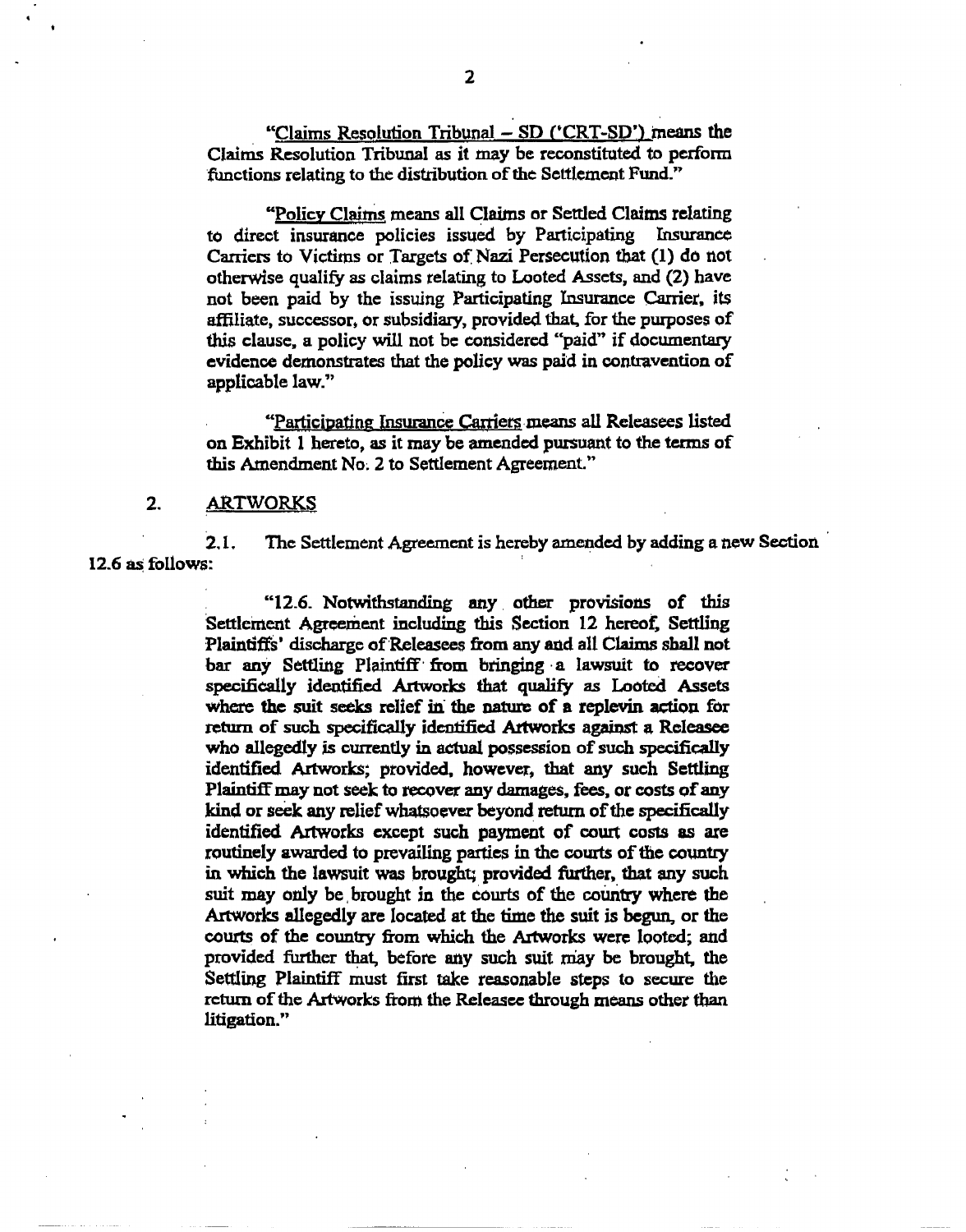"Claims Resolution Tribunal – SD ('CRT-SD') means the Claims Resolution Tribunal as it may be reconstituted to perform functions relating to the distribution of the Settlement Fund."

"Policy Claims means all Claims or Settled Claims relating to direct insurance policies issued by Participating Insurance Carriers to Victims or Targets of Nazi Persecution that (1) do not otherwise qualify as claims relating to Looted Assets, and (2) have not been paid by the issuing Participating Insurance Carrier, its affiliate, successor, or subsidiary, provided that, for the purposes of this clause, a policy will not be considered "paid" if documentary evidence demonstrates that the policy was paid in contravention of applicable law."

"Participating Insurance Carriers means all Releasees listed on Exhibit 1 hereto, as it may be amended pursuant to the terms of this Amendment No. 2 to Settlement Agreement."

## 2. ARTWORKS

2.1. The Settlement Agreement is hereby amended by adding a new Section 12.6 as follows:

"12.6. Notwithstanding any other provisions of this Settlement Agreement including this Section 12 hereof, Settling Plaintiffs' discharge of Releasees from any and all Claims shall not bar any Settling Plaintiff from bringing a lawsuit to recover specifically identified Artworks that qualify as Looted Assets where the suit seeks relief in the nature of a replevin action for return of such specifically identified Artworks against a Releasee who allegedly is currently in actual possession of such specifically identified Artworks; provided, however, that any such Settling Plaintiff may not seek to recover any damages, fees, or costs of any kind or seek any relief whatsoever beyond return of the specifically identified Artworks except such payment of court costs as are routinely awarded to prevailing parties in the courts of the country in which the lawsuit was brought; provided further, that any such suit may only be brought in the courts of the country where the Artworks allegedly are located at the time the suit is begun, or the courts of the country from which the Artworks were looted; and provided further that, before any such suit may be brought, the Settling Plaintiff must first take reasonable steps to secure the return of the Artworks from the Releasee through means other than litigation."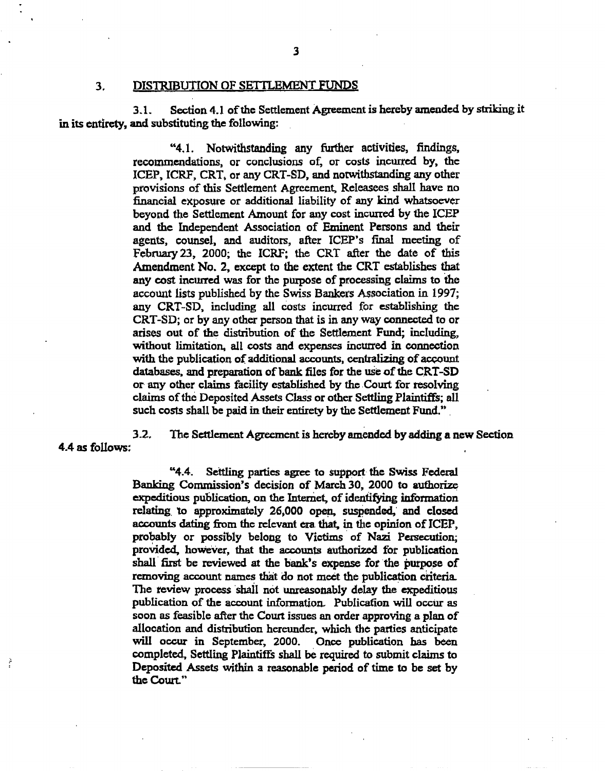## 3. DISTRIBUTION OF SETTLEMENT FUNDS

3.1. Section 4.1 of the Settlement Agreement is hereby amended by striking it in its entirety, and substituting the following:

> "4.1. Notwithstanding any further activities, findings, recommendations, or conclusions of, or costs incurred by, the ICEP, ICRF, CRT, or any CRT-SD, and notwithstanding any other provisions of this Settlement Agreement, Releasees shall have no financial exposure or additional liability of any kind whatsoever beyond the Settlement Amount for any cost incurred by the ICEP and the Independent Association of Eminent Persons and their agents, counsel, and auditors, after ICEP's final meeting of February 23, 2000; the ICRF; the CRT after the date of this Amendment No. 2, except to the extent the CRT establishes that any cost incurred was for the purpose of processing claims to the account lists published by the Swiss Bankers Association in 1997; any CRT-SD, including all costs incurred for establishing the CRT-SD; or by any other person that is in any way connected to or arises out of the distribution of the Settlement Fund; including, without limitation, all costs and expenses incurred in connection with the publication of additional accounts, centralizing of account databases, and preparation of bank files for the use of the CRT-SD or any other claims facility established by the Court for resolving claims of the Deposited Assets Class or other Settling Plaintiffs; all such costs shall be paid in their entirety by the Settlement Fund."

3.2. The Settlement Agreement is hereby amended by adding a new Section 4.4 as follows:

> "4.4. Settling parties agree to support the Swiss Federal Banking Commission's decision of March 30, 2000 to authorize expeditious publication, on the Internet, of identifying information relating to approximately 26,000 open, suspended, and closed accounts dating from the relevant era that, in the opinion of ICEP, probably or possibly belong to Victims of Nazi Persecution; provided, however, that the accounts authorized for publication shall first be reviewed at the bank's expense for the purpose of removing account names that do not meet the publication criteria. The review process shall not unreasonably delay the expeditious publication of the account information. Publication will occur as soon as feasible after the Court issues an order approving a plan of allocation and distribution hereunder, which the parties anticipate will occur in September, 2000. Once publication has been completed, Settling Plaintiffs shall be required to submit claims to Deposited Assets within a reasonable period of time to be set by the Court."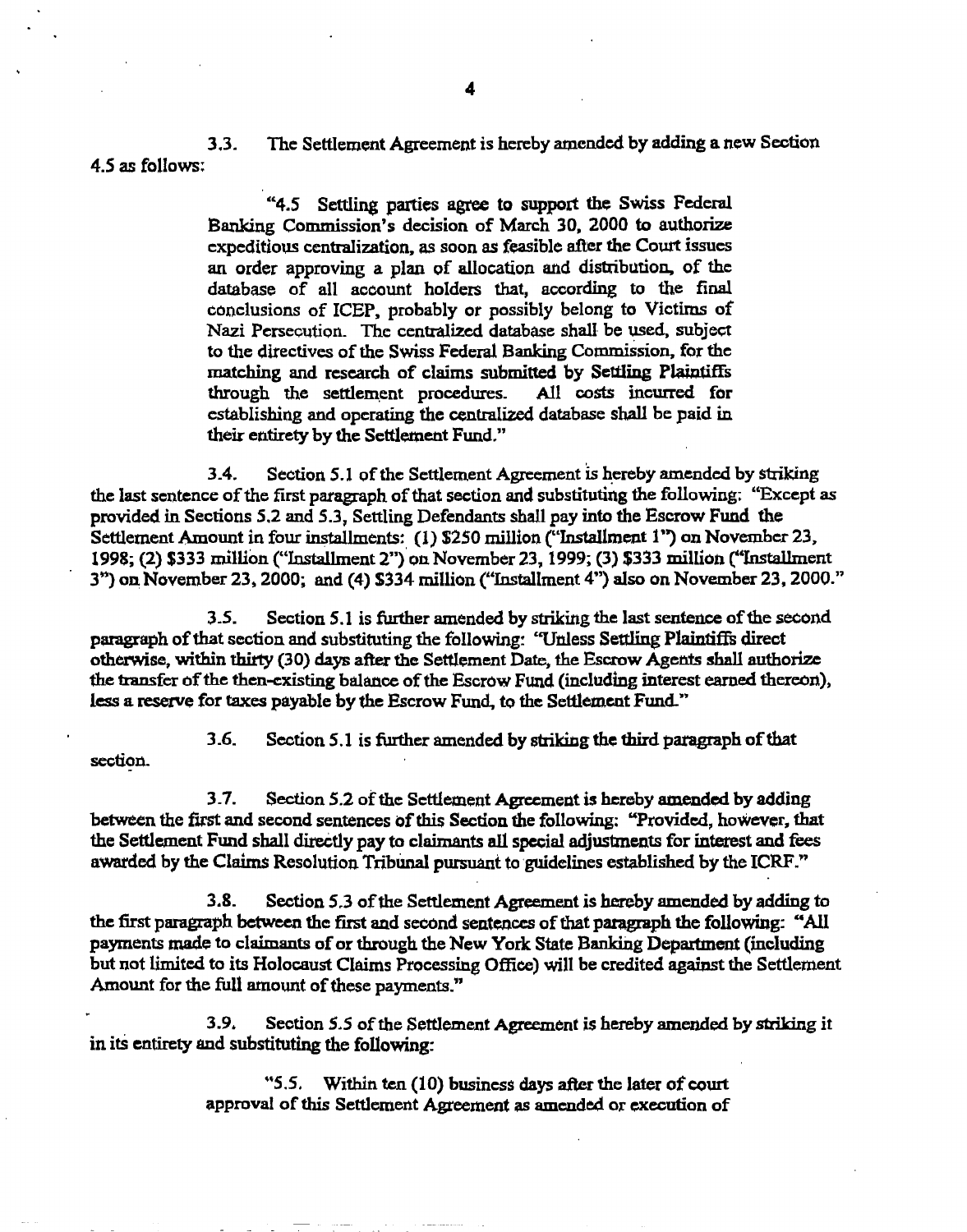3.3. The Settlement Agreement is hereby amended by adding a new Section 4.5 as follows:

> "4.5 Settling parties agree to support the Swiss Federal Banking Commission's decision of March 30, 2000 to authorize expeditious centralization, as soon as feasible after the Court issues an order approving a plan of allocation and distribution, of the database of all account holders that, according to the final conclusions of ICEP, probably or possibly belong to Victims of Nazi Persecution. The centralized database shall be used, subject to the directives of the Swiss Federal Banking Commission, for the matching and research of claims submitted by Settling Plaintiffs through the settlement procedures. All costs incurred for establishing and operating the centralized database shall be paid in their entirety by the Settlement Fund."

3.4. Section 5.1 of the Settlement Agreement is hereby amended by striking the last sentence of the first paragraph of that section and substituting the following: "Except as provided in Sections 5.2 and 5.3, Settling Defendants shall pay into the Escrow Fund the Settlement Amount in four installments: (1) $250 million ("Installment 1") on November 23, 1998; (2) $333 million ("Installment 2") on November 23, 1999; (3) $333 million ("Installment 3") on November 23, 2000; and (4) $334 million ("Installment 4") also on November 23, 2000."

3.5. Section 5.1 is further amended by striking the last sentence of the second paragraph of that section and substituting the following: "Unless Settling Plaintiffs direct otherwise, within thirty (30) days after the Settlement Date, the Escrow Agents shall authorize the transfer of the then-existing balance of the Escrow Fund (including interest earned thereon), less a reserve for taxes payable by the Escrow Fund, to the Settlement Fund."

3.6. Section 5.1 is further amended by striking the third paragraph of that section.

3.7. Section 5.2 of the Settlement Agreement is hereby amended by adding between the first and second sentences of this Section the following: "Provided, however, that the Settlement Fund shall directly pay to claimants all special adjustments for interest and fees awarded by the Claims Resolution Tribunal pursuant to guidelines established by the ICRF."

3.8. Section 5.3 of the Settlement Agreement is hereby amended by adding to the first paragraph between the first and second sentences of that paragraph the following: "All payments made to claimants of or through the New York State Banking Department (including but not limited to its Holocaust Claims Processing Office) will be credited against the Settlement Amount for the full amount of these payments."

3.9. Section 5.5 of the Settlement Agreement is hereby amended by striking it in its entirety and substituting the following:

> "5.5. Within ten (10) business days after the later of court approval of this Settlement Agreement as amended or execution of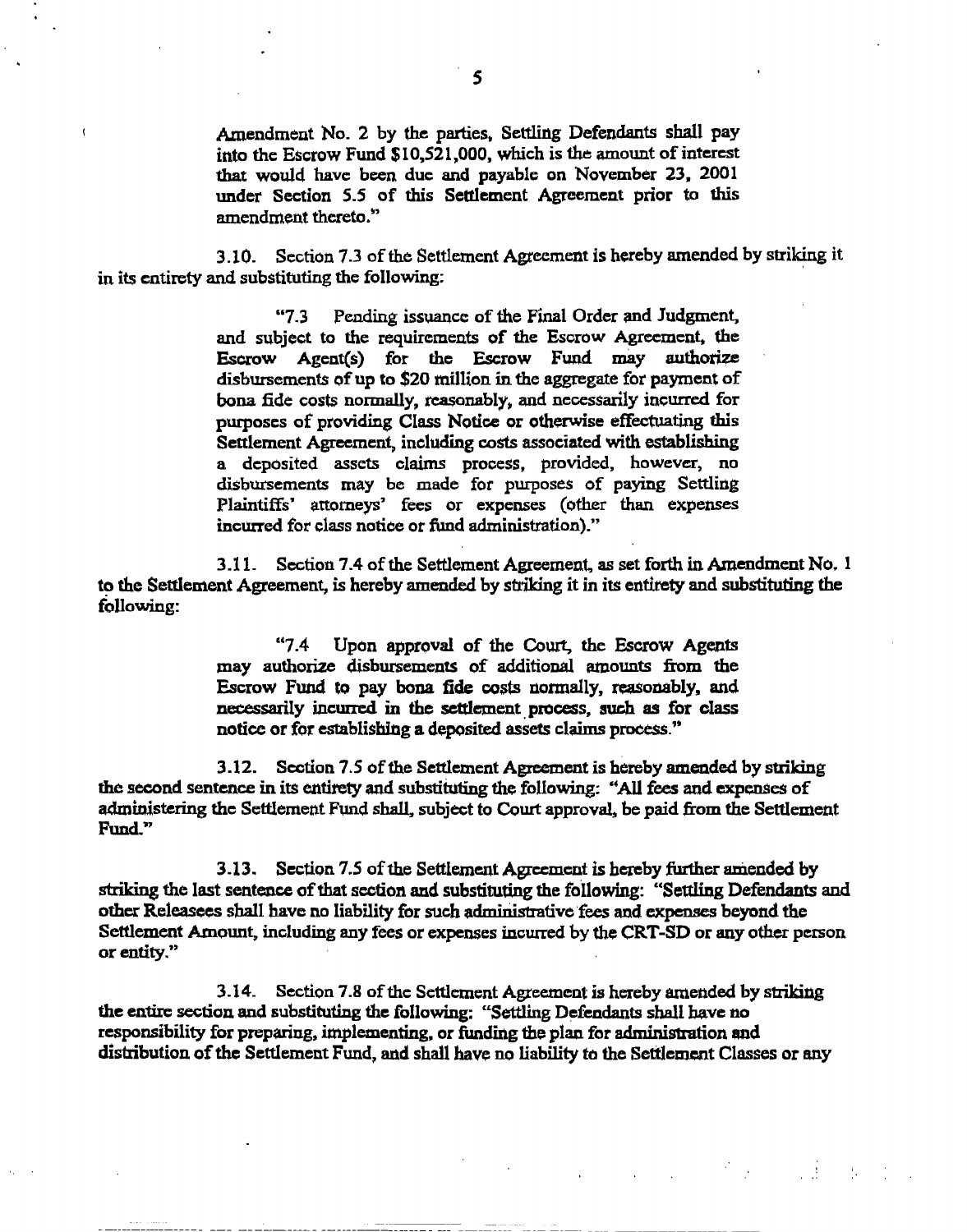Amendment No. 2 by the parties, Settling Defendants shall pay into the Escrow Fund $10,521,000, which is the amount of interest that would have been due and payable on November 23, 2001 under Section 5.5 of this Settlement Agreement prior to this amendment thereto."

3.10. Section 7.3 of the Settlement Agreement is hereby amended by striking it in its entirety and substituting the following:

> "7.3 Pending issuance of the Final Order and Judgment, and subject to the requirements of the Escrow Agreement, the Escrow Agent(s) for the Escrow Fund may authorize disbursements of up to $20 million in the aggregate for payment of bona fide costs normally, reasonably, and necessarily incurred for purposes of providing Class Notice or otherwise effectuating this Settlement Agreement, including costs associated with establishing a deposited assets claims process, provided, however, no disbursements may be made for purposes of paying Settling Plaintiffs' attorneys' fees or expenses (other than expenses incurred for class notice or fund administration)."

3.11. Section 7.4 of the Settlement Agreement, as set forth in Amendment No. 1 to the Settlement Agreement, is hereby amended by striking it in its entirety and substituting the following:

> "7.4 Upon approval of the Court, the Escrow Agents may authorize disbursements of additional amounts from the Escrow Fund to pay bona fide costs normally, reasonably, and necessarily incurred in the settlement process, such as for class notice or for establishing a deposited assets claims process."

3.12. Section 7.5 of the Settlement Agreement is hereby amended by striking the second sentence in its entirety and substituting the following: "All fees and expenses of administering the Settlement Fund shall, subject to Court approval, be paid from the Settlement Fund."

3.13. Section 7.5 of the Settlement Agreement is hereby further amended by striking the last sentence of that section and substituting the following: "Settling Defendants and other Releasees shall have no liability for such administrative fees and expenses beyond the Settlement Amount, including any fees or expenses incurred by the CRT-SD or any other person or entity."

3.14. Section 7.8 of the Settlement Agreement is hereby amended by striking the entire section and substituting the following: "Settling Defendants shall have no responsibility for preparing, implementing, or funding the plan for administration and distribution of the Settlement Fund, and shall have no liability to the Settlement Classes or any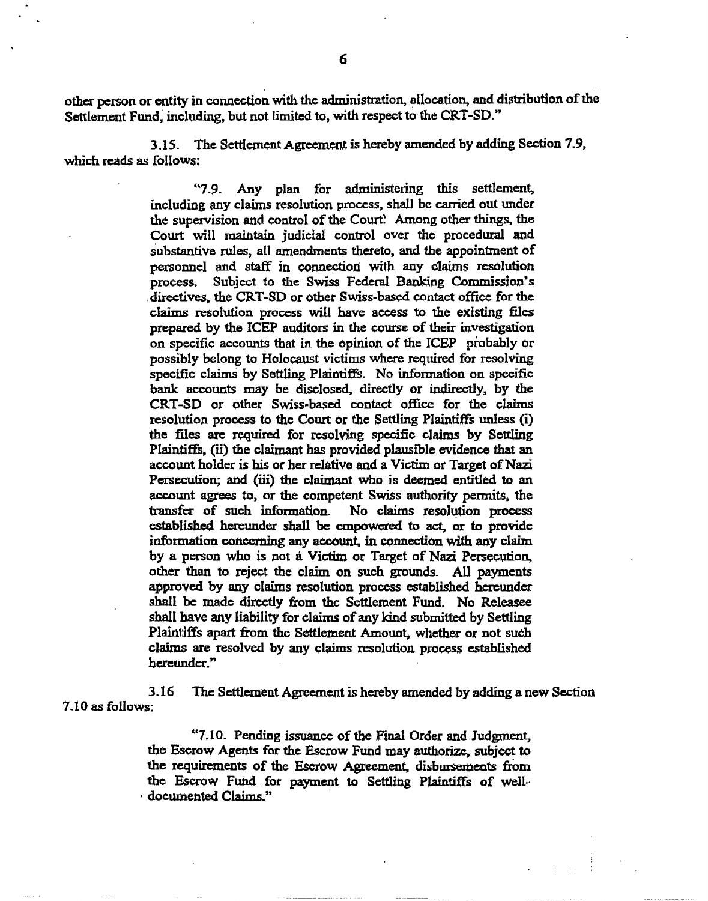other person or entity in connection with the administration, allocation, and distribution of the Settlement Fund, including, but not limited to, with respect to the CRT-SD."

3.15. The Settlement Agreement is hereby amended by adding Section 7.9, which reads as follows:

> "7.9. Any plan for administering this settlement, including any claims resolution process, shall be carried out under the supervision and control of the Court. Among other things, the Court will maintain judicial control over the procedural and substantive rules, all amendments thereto, and the appointment of personnel and staff in connection with any claims resolution process. Subject to the Swiss Federal Banking Commission's directives, the CRT-SD or other Swiss-based contact office for the claims resolution process will have access to the existing files prepared by the ICEP auditors in the course of their investigation on specific accounts that in the opinion of the ICEP probably or possibly belong to Holocaust victims where required for resolving specific claims by Settling Plaintiffs. No information on specific bank accounts may be disclosed, directly or indirectly, by the CRT-SD or other Swiss-based contact office for the claims resolution process to the Court or the Settling Plaintiffs unless (i) the files are required for resolving specific claims by Settling Plaintiffs, (ii) the claimant has provided plausible evidence that an account holder is his or her relative and a Victim or Target of Nazi Persecution; and (iii) the claimant who is deemed entitled to an account agrees to, or the competent Swiss authority permits, the transfer of such information. No claims resolution process established hereunder shall be empowered to act, or to provide information concerning any account, in connection with any claim by a person who is not a Victim or Target of Nazi Persecution, other than to reject the claim on such grounds. All payments approved by any claims resolution process established hereunder shall be made directly from the Settlement Fund. No Releasee shall have any liability for claims of any kind submitted by Settling Plaintiffs apart from the Settlement Amount, whether or not such claims are resolved by any claims resolution process established hereunder."

3.16 The Settlement Agreement is hereby amended by adding a new Section 7.10 as follows:

> "7.10. Pending issuance of the Final Order and Judgment, the Escrow Agents for the Escrow Fund may authorize, subject to the requirements of the Escrow Agreement, disbursements from the Escrow Fund for payment to Settling Plaintiffs of well-documented Claims."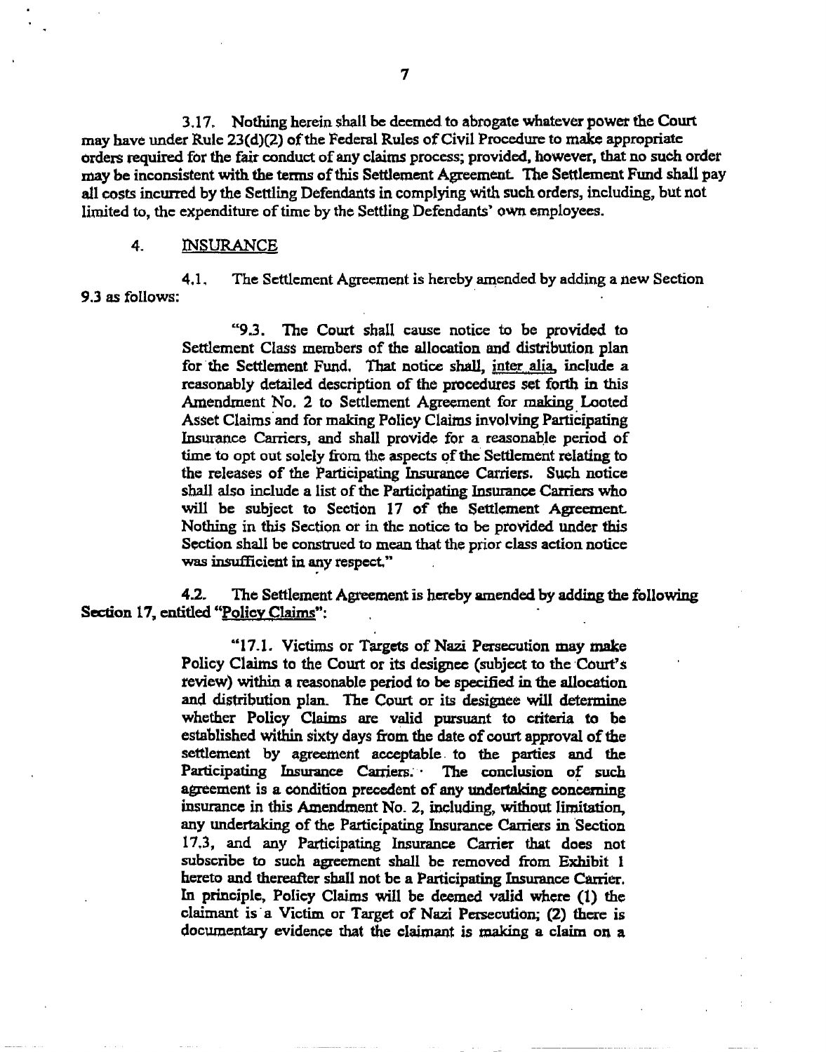3.17. Nothing herein shall be deemed to abrogate whatever power the Court may have under Rule 23(d)(2) of the Federal Rules of Civil Procedure to make appropriate orders required for the fair conduct of any claims process; provided, however, that no such order may be inconsistent with the terms of this Settlement Agreement. The Settlement Fund shall pay all costs incurred by the Settling Defendants in complying with such orders, including, but not limited to, the expenditure of time by the Settling Defendants' own employees.

4. <u>INSURANCE</u>

4.1. The Settlement Agreement is hereby amended by adding a new Section 9.3 as follows:

> "9.3. The Court shall cause notice to be provided to Settlement Class members of the allocation and distribution plan for the Settlement Fund. That notice shall, <u>inter alia</u>, include a reasonably detailed description of the procedures set forth in this Amendment No. 2 to Settlement Agreement for making Looted Asset Claims and for making Policy Claims involving Participating Insurance Carriers, and shall provide for a reasonable period of time to opt out solely from the aspects of the Settlement relating to the releases of the Participating Insurance Carriers. Such notice shall also include a list of the Participating Insurance Carriers who will be subject to Section 17 of the Settlement Agreement. Nothing in this Section or in the notice to be provided under this Section shall be construed to mean that the prior class action notice was insufficient in any respect."

4.2. The Settlement Agreement is hereby amended by adding the following Section 17, entitled "<u>Policy Claims</u>":

> "17.1. Victims or Targets of Nazi Persecution may make Policy Claims to the Court or its designee (subject to the Court's review) within a reasonable period to be specified in the allocation and distribution plan. The Court or its designee will determine whether Policy Claims are valid pursuant to criteria to be established within sixty days from the date of court approval of the settlement by agreement acceptable to the parties and the Participating Insurance Carriers. The conclusion of such agreement is a condition precedent of any undertaking concerning insurance in this Amendment No. 2, including, without limitation, any undertaking of the Participating Insurance Carriers in Section 17.3, and any Participating Insurance Carrier that does not subscribe to such agreement shall be removed from Exhibit 1 hereto and thereafter shall not be a Participating Insurance Carrier. In principle, Policy Claims will be deemed valid where (1) the claimant is a Victim or Target of Nazi Persecution; (2) there is documentary evidence that the claimant is making a claim on a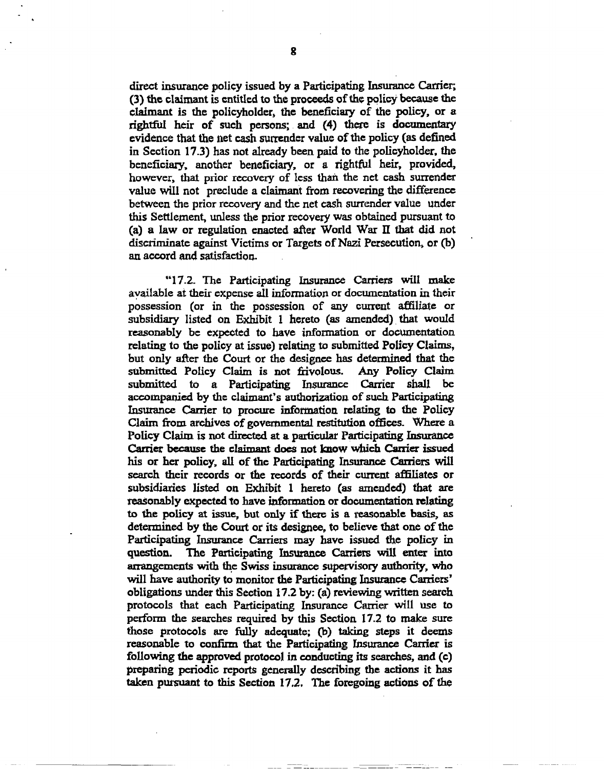direct insurance policy issued by a Participating Insurance Carrier; (3) the claimant is entitled to the proceeds of the policy because the claimant is the policyholder, the beneficiary of the policy, or a rightful heir of such persons; and (4) there is documentary evidence that the net cash surrender value of the policy (as defined in Section 17.3) has not already been paid to the policyholder, the beneficiary, another beneficiary, or a rightful heir, provided, however, that prior recovery of less than the net cash surrender value will not preclude a claimant from recovering the difference between the prior recovery and the net cash surrender value under this Settlement, unless the prior recovery was obtained pursuant to (a) a law or regulation enacted after World War II that did not discriminate against Victims or Targets of Nazi Persecution, or (b) an accord and satisfaction.

"17.2. The Participating Insurance Carriers will make available at their expense all information or documentation in their possession (or in the possession of any current affiliate or subsidiary listed on Exhibit 1 hereto (as amended) that would reasonably be expected to have information or documentation relating to the policy at issue) relating to submitted Policy Claims, but only after the Court or the designee has determined that the submitted Policy Claim is not frivolous. Any Policy Claim submitted to a Participating Insurance Carrier shall be accompanied by the claimant's authorization of such Participating Insurance Carrier to procure information relating to the Policy Claim from archives of governmental restitution offices. Where a Policy Claim is not directed at a particular Participating Insurance Carrier because the claimant does not know which Carrier issued his or her policy, all of the Participating Insurance Carriers will search their records or the records of their current affiliates or subsidiaries listed on Exhibit 1 hereto (as amended) that are reasonably expected to have information or documentation relating to the policy at issue, but only if there is a reasonable basis, as determined by the Court or its designee, to believe that one of the Participating Insurance Carriers may have issued the policy in question. The Participating Insurance Carriers will enter into arrangements with the Swiss insurance supervisory authority, who will have authority to monitor the Participating Insurance Carriers' obligations under this Section 17.2 by: (a) reviewing written search protocols that each Participating Insurance Carrier will use to perform the searches required by this Section 17.2 to make sure those protocols are fully adequate; (b) taking steps it deems reasonable to confirm that the Participating Insurance Carrier is following the approved protocol in conducting its searches, and (c) preparing periodic reports generally describing the actions it has taken pursuant to this Section 17.2. The foregoing actions of the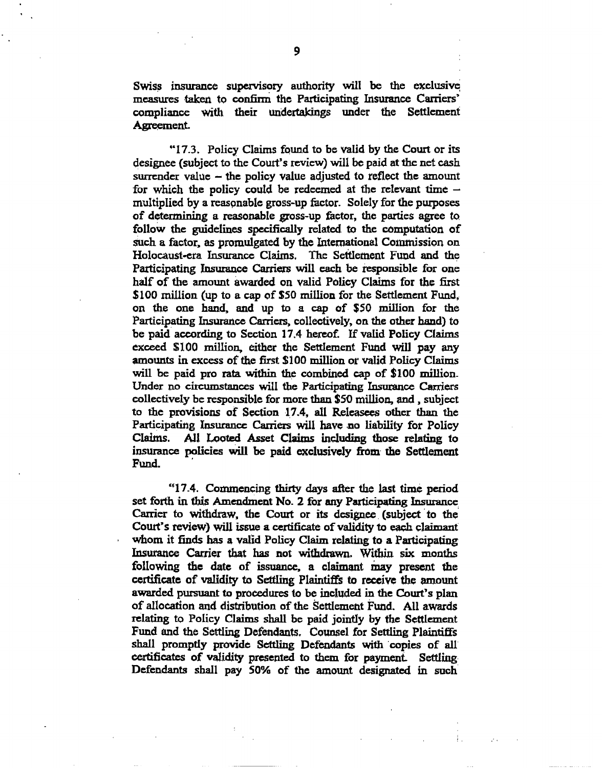Swiss insurance supervisory authority will be the exclusive measures taken to confirm the Participating Insurance Carriers' compliance with their undertakings under the Settlement Agreement.

"17.3. Policy Claims found to be valid by the Court or its designee (subject to the Court's review) will be paid at the net cash surrender value – the policy value adjusted to reflect the amount for which the policy could be redeemed at the relevant time – multiplied by a reasonable gross-up factor. Solely for the purposes of determining a reasonable gross-up factor, the parties agree to follow the guidelines specifically related to the computation of such a factor, as promulgated by the International Commission on Holocaust-era Insurance Claims. The Settlement Fund and the Participating Insurance Carriers will each be responsible for one half of the amount awarded on valid Policy Claims for the first $100 million (up to a cap of $50 million for the Settlement Fund, on the one hand, and up to a cap of $50 million for the Participating Insurance Carriers, collectively, on the other hand) to be paid according to Section 17.4 hereof. If valid Policy Claims exceed $100 million, either the Settlement Fund will pay any amounts in excess of the first $100 million or valid Policy Claims will be paid pro rata within the combined cap of $100 million. Under no circumstances will the Participating Insurance Carriers collectively be responsible for more than $50 million, and , subject to the provisions of Section 17.4, all Releasees other than the Participating Insurance Carriers will have no liability for Policy Claims. All Looted Asset Claims including those relating to insurance policies will be paid exclusively from the Settlement Fund.

"17.4. Commencing thirty days after the last time period set forth in this Amendment No. 2 for any Participating Insurance Carrier to withdraw, the Court or its designee (subject to the Court's review) will issue a certificate of validity to each claimant whom it finds has a valid Policy Claim relating to a Participating Insurance Carrier that has not withdrawn. Within six months following the date of issuance, a claimant may present the certificate of validity to Settling Plaintiffs to receive the amount awarded pursuant to procedures to be included in the Court's plan of allocation and distribution of the Settlement Fund. All awards relating to Policy Claims shall be paid jointly by the Settlement Fund and the Settling Defendants. Counsel for Settling Plaintiffs shall promptly provide Settling Defendants with copies of all certificates of validity presented to them for payment. Settling Defendants shall pay 50% of the amount designated in such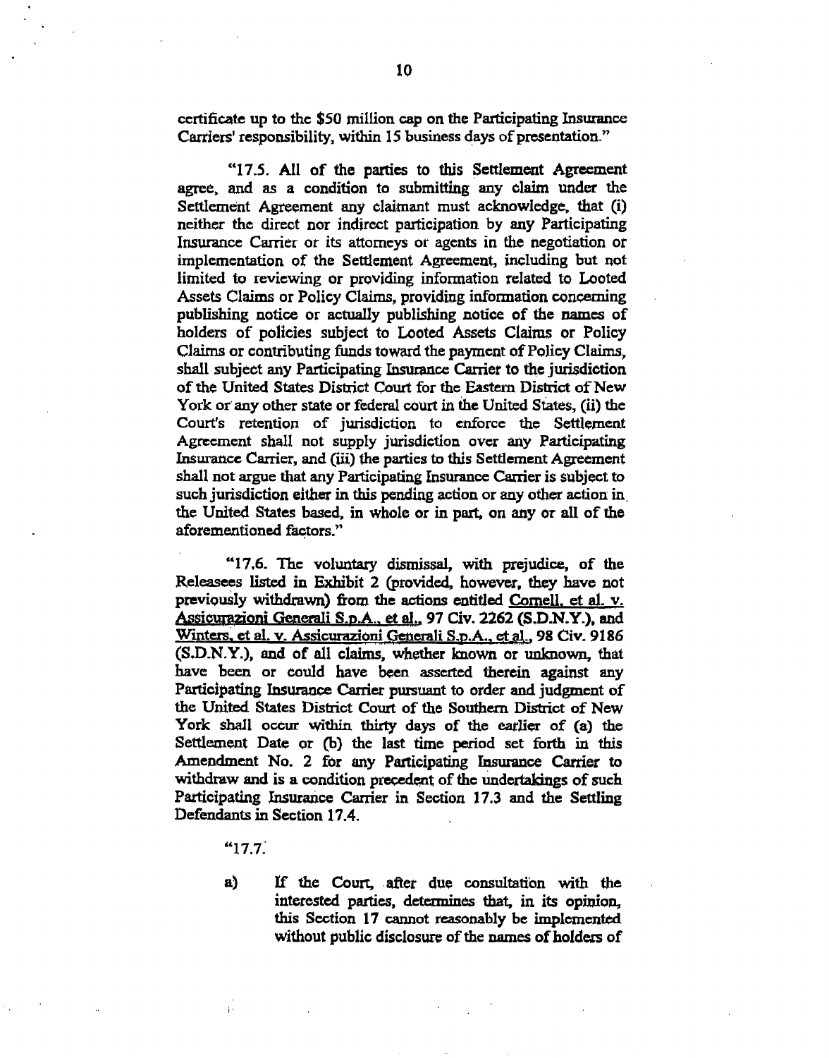certificate up to the $50 million cap on the Participating Insurance Carriers' responsibility, within 15 business days of presentation."

"17.5. All of the parties to this Settlement Agreement agree, and as a condition to submitting any claim under the Settlement Agreement any claimant must acknowledge, that (i) neither the direct nor indirect participation by any Participating Insurance Carrier or its attorneys or agents in the negotiation or implementation of the Settlement Agreement, including but not limited to reviewing or providing information related to Looted Assets Claims or Policy Claims, providing information concerning publishing notice or actually publishing notice of the names of holders of policies subject to Looted Assets Claims or Policy Claims or contributing funds toward the payment of Policy Claims, shall subject any Participating Insurance Carrier to the jurisdiction of the United States District Court for the Eastern District of New York or any other state or federal court in the United States, (ii) the Court's retention of jurisdiction to enforce the Settlement Agreement shall not supply jurisdiction over any Participating Insurance Carrier, and (iii) the parties to this Settlement Agreement shall not argue that any Participating Insurance Carrier is subject to such jurisdiction either in this pending action or any other action in the United States based, in whole or in part, on any or all of the aforementioned factors."

"17.6. The voluntary dismissal, with prejudice, of the Releasees listed in Exhibit 2 (provided, however, they have not previously withdrawn) from the actions entitled Cornell, et al. v. Assicurazioni Generali S.p.A., et al., 97 Civ. 2262 (S.D.N.Y.), and Winters, et al. v. Assicurazioni Generali S.p.A., et al., 98 Civ. 9186 (S.D.N.Y.), and of all claims, whether known or unknown, that have been or could have been asserted therein against any Participating Insurance Carrier pursuant to order and judgment of the United States District Court of the Southern District of New York shall occur within thirty days of the earlier of (a) the Settlement Date or (b) the last time period set forth in this Amendment No. 2 for any Participating Insurance Carrier to withdraw and is a condition precedent of the undertakings of such Participating Insurance Carrier in Section 17.3 and the Settling Defendants in Section 17.4.

"17.7.

a) If the Court, after due consultation with the interested parties, determines that, in its opinion, this Section 17 cannot reasonably be implemented without public disclosure of the names of holders of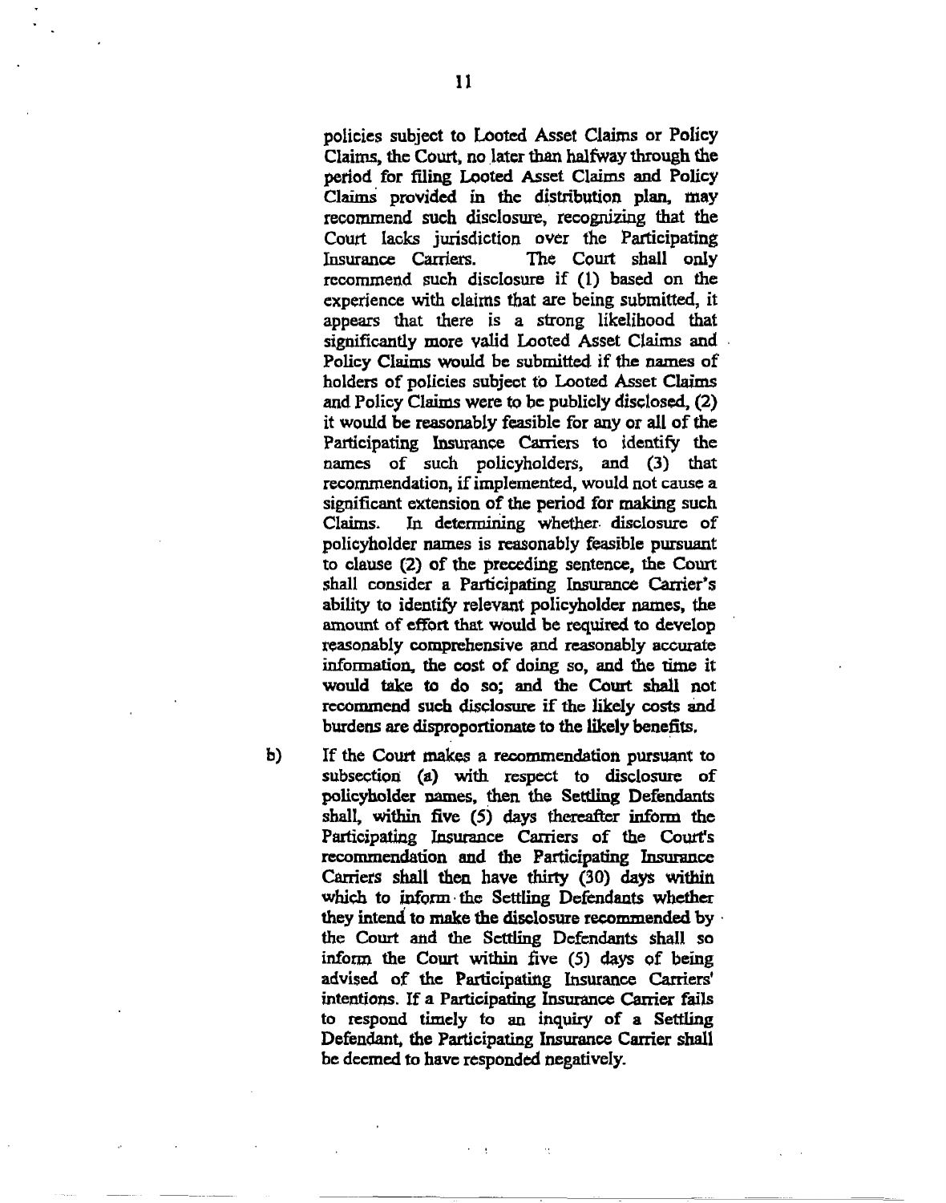policies subject to Looted Asset Claims or Policy Claims, the Court, no later than halfway through the period for filing Looted Asset Claims and Policy Claims provided in the distribution plan, may recommend such disclosure, recognizing that the Court lacks jurisdiction over the Participating Insurance Carriers. The Court shall only recommend such disclosure if (1) based on the experience with claims that are being submitted, it appears that there is a strong likelihood that significantly more valid Looted Asset Claims and Policy Claims would be submitted if the names of holders of policies subject to Looted Asset Claims and Policy Claims were to be publicly disclosed, (2) it would be reasonably feasible for any or all of the Participating Insurance Carriers to identify the names of such policyholders, and (3) that recommendation, if implemented, would not cause a significant extension of the period for making such Claims. In determining whether disclosure of policyholder names is reasonably feasible pursuant to clause (2) of the preceding sentence, the Court shall consider a Participating Insurance Carrier's ability to identify relevant policyholder names, the amount of effort that would be required to develop reasonably comprehensive and reasonably accurate information, the cost of doing so, and the time it would take to do so; and the Court shall not recommend such disclosure if the likely costs and burdens are disproportionate to the likely benefits.

b) If the Court makes a recommendation pursuant to subsection (a) with respect to disclosure of policyholder names, then the Settling Defendants shall, within five (5) days thereafter inform the Participating Insurance Carriers of the Court's recommendation and the Participating Insurance Carriers shall then have thirty (30) days within which to inform the Settling Defendants whether they intend to make the disclosure recommended by the Court and the Settling Defendants shall so inform the Court within five (5) days of being advised of the Participating Insurance Carriers' intentions. If a Participating Insurance Carrier fails to respond timely to an inquiry of a Settling Defendant, the Participating Insurance Carrier shall be deemed to have responded negatively.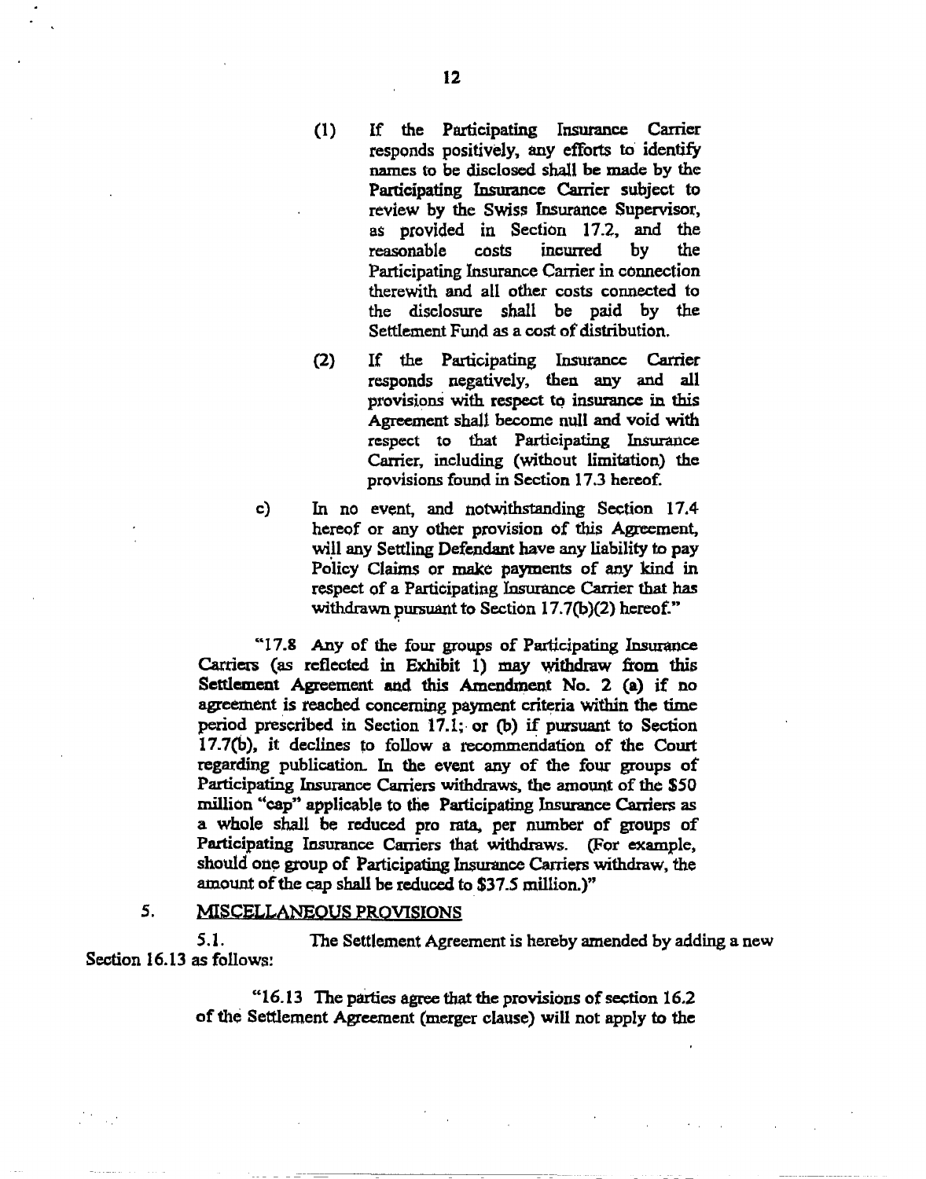(1) If the Participating Insurance Carrier responds positively, any efforts to identify names to be disclosed shall be made by the Participating Insurance Carrier subject to review by the Swiss Insurance Supervisor, as provided in Section 17.2, and the reasonable costs incurred by the Participating Insurance Carrier in connection therewith and all other costs connected to the disclosure shall be paid by the Settlement Fund as a cost of distribution.

(2) If the Participating Insurance Carrier responds negatively, then any and all provisions with respect to insurance in this Agreement shall become null and void with respect to that Participating Insurance Carrier, including (without limitation) the provisions found in Section 17.3 hereof.

c) In no event, and notwithstanding Section 17.4 hereof or any other provision of this Agreement, will any Settling Defendant have any liability to pay Policy Claims or make payments of any kind in respect of a Participating Insurance Carrier that has withdrawn pursuant to Section 17.7(b)(2) hereof."

"17.8 Any of the four groups of Participating Insurance Carriers (as reflected in Exhibit 1) may withdraw from this Settlement Agreement and this Amendment No. 2 (a) if no agreement is reached concerning payment criteria within the time period prescribed in Section 17.1; or (b) if pursuant to Section 17.7(b), it declines to follow a recommendation of the Court regarding publication. In the event any of the four groups of Participating Insurance Carriers withdraws, the amount of the $50 million "cap" applicable to the Participating Insurance Carriers as a whole shall be reduced pro rata, per number of groups of Participating Insurance Carriers that withdraws. (For example, should one group of Participating Insurance Carriers withdraw, the amount of the cap shall be reduced to $37.5 million.)"

5. MISCELLANEOUS PROVISIONS

5.1. The Settlement Agreement is hereby amended by adding a new Section 16.13 as follows:

"16.13 The parties agree that the provisions of section 16.2 of the Settlement Agreement (merger clause) will not apply to the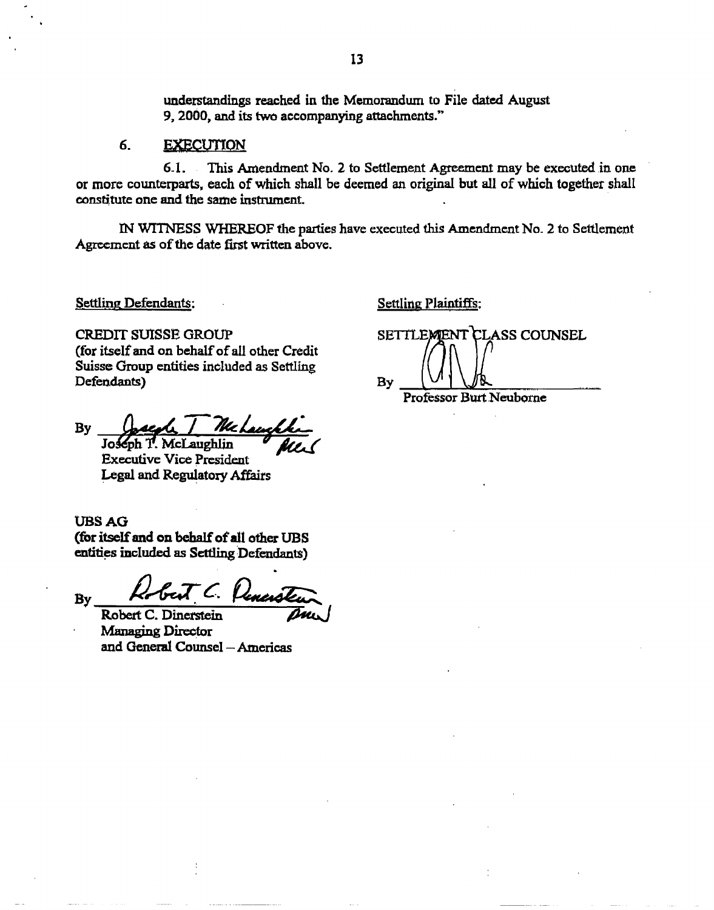understandings reached in the Memorandum to File dated August 9, 2000, and its two accompanying attachments."

## 6. EXECUTION

6.1. This Amendment No. 2 to Settlement Agreement may be executed in one or more counterparts, each of which shall be deemed an original but all of which together shall constitute one and the same instrument.

IN WITNESS WHEREOF the parties have executed this Amendment No. 2 to Settlement Agreement as of the date first written above.

Settling Defendants:

CREDIT SUISSE GROUP
(for itself and on behalf of all other Credit Suisse Group entities included as Settling Defendants)

By Joseph T. McLaughlin
Joseph T. McLaughlin
Executive Vice President
Legal and Regulatory Affairs

UBS AG
(for itself and on behalf of all other UBS entities included as Settling Defendants)

By Robert C. Dinerstein
Robert C. Dinerstein
Managing Director
and General Counsel – Americas

Settling Plaintiffs:

SETTLEMENT CLASS COUNSEL

By
Professor Burt Neuborne